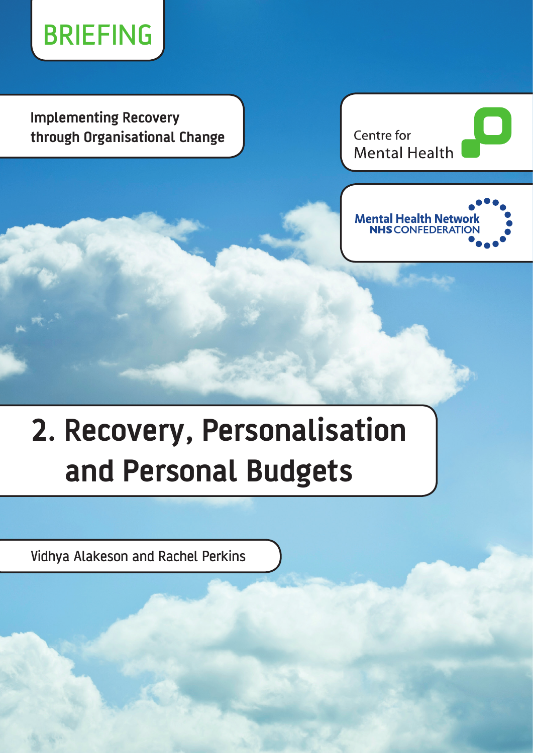BRIEFING

Implementing Recovery through Organisational Change

Centre for Mental Health

Mental Health Network NHS CONFEDERATION

# 2. Recovery, Personalisation and Personal Budgets

Vidhya Alakeson and Rachel Perkins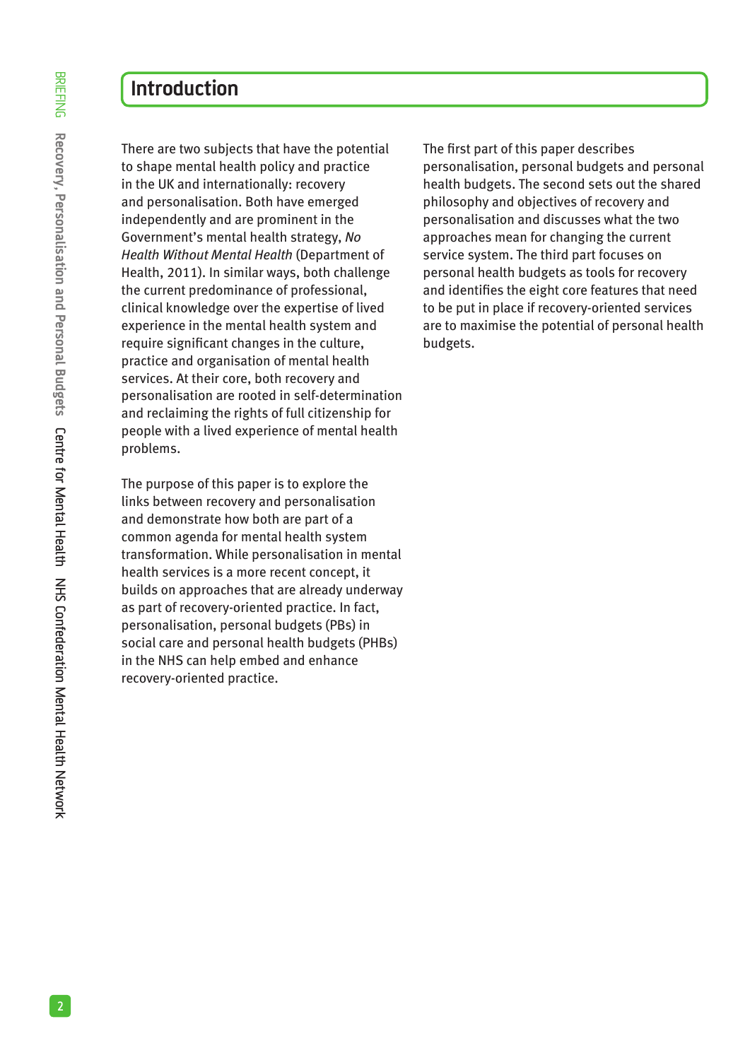## Introduction

There are two subjects that have the potential to shape mental health policy and practice in the UK and internationally: recovery and personalisation. Both have emerged independently and are prominent in the Government's mental health strategy, *No Health Without Mental Health* (Department of Health, 2011). In similar ways, both challenge the current predominance of professional, clinical knowledge over the expertise of lived experience in the mental health system and require significant changes in the culture, practice and organisation of mental health services. At their core, both recovery and personalisation are rooted in self-determination and reclaiming the rights of full citizenship for people with a lived experience of mental health problems.

The purpose of this paper is to explore the links between recovery and personalisation and demonstrate how both are part of a common agenda for mental health system transformation. While personalisation in mental health services is a more recent concept, it builds on approaches that are already underway as part of recovery-oriented practice. In fact, personalisation, personal budgets (PBs) in social care and personal health budgets (PHBs) in the NHS can help embed and enhance recovery-oriented practice.

The first part of this paper describes personalisation, personal budgets and personal health budgets. The second sets out the shared philosophy and objectives of recovery and personalisation and discusses what the two approaches mean for changing the current service system. The third part focuses on personal health budgets as tools for recovery and identifies the eight core features that need to be put in place if recovery-oriented services are to maximise the potential of personal health budgets.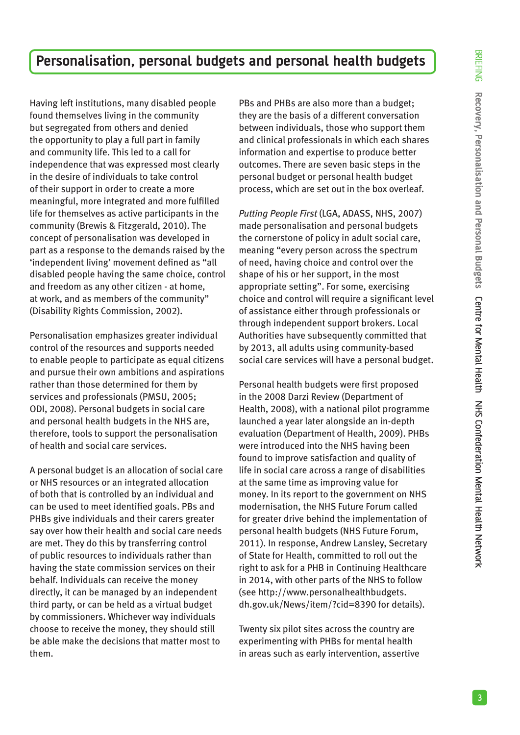## Personalisation, personal budgets and personal health budgets

Having left institutions, many disabled people found themselves living in the community but segregated from others and denied the opportunity to play a full part in family and community life. This led to a call for independence that was expressed most clearly in the desire of individuals to take control of their support in order to create a more meaningful, more integrated and more fulfilled life for themselves as active participants in the community (Brewis & Fitzgerald, 2010). The concept of personalisation was developed in part as a response to the demands raised by the 'independent living' movement defined as "all disabled people having the same choice, control and freedom as any other citizen - at home, at work, and as members of the community" (Disability Rights Commission, 2002).

Personalisation emphasizes greater individual control of the resources and supports needed to enable people to participate as equal citizens and pursue their own ambitions and aspirations rather than those determined for them by services and professionals (PMSU, 2005; ODI, 2008). Personal budgets in social care and personal health budgets in the NHS are, therefore, tools to support the personalisation of health and social care services.

A personal budget is an allocation of social care or NHS resources or an integrated allocation of both that is controlled by an individual and can be used to meet identified goals. PBs and PHBs give individuals and their carers greater say over how their health and social care needs are met. They do this by transferring control of public resources to individuals rather than having the state commission services on their behalf. Individuals can receive the money directly, it can be managed by an independent third party, or can be held as a virtual budget by commissioners. Whichever way individuals choose to receive the money, they should still be able make the decisions that matter most to them.

PBs and PHBs are also more than a budget; they are the basis of a different conversation between individuals, those who support them and clinical professionals in which each shares information and expertise to produce better outcomes. There are seven basic steps in the personal budget or personal health budget process, which are set out in the box overleaf.

*Putting People First* (LGA, ADASS, NHS, 2007) made personalisation and personal budgets the cornerstone of policy in adult social care, meaning "every person across the spectrum of need, having choice and control over the shape of his or her support, in the most appropriate setting". For some, exercising choice and control will require a significant level of assistance either through professionals or through independent support brokers. Local Authorities have subsequently committed that by 2013, all adults using community-based social care services will have a personal budget.

Personal health budgets were first proposed in the 2008 Darzi Review (Department of Health, 2008), with a national pilot programme launched a year later alongside an in-depth evaluation (Department of Health, 2009). PHBs were introduced into the NHS having been found to improve satisfaction and quality of life in social care across a range of disabilities at the same time as improving value for money. In its report to the government on NHS modernisation, the NHS Future Forum called for greater drive behind the implementation of personal health budgets (NHS Future Forum, 2011). In response, Andrew Lansley, Secretary of State for Health, committed to roll out the right to ask for a PHB in Continuing Healthcare in 2014, with other parts of the NHS to follow (see http://www.personalhealthbudgets.dh.gov.uk/News/item/?cid=8390 for details).

Twenty six pilot sites across the country are experimenting with PHBs for mental health in areas such as early intervention, assertive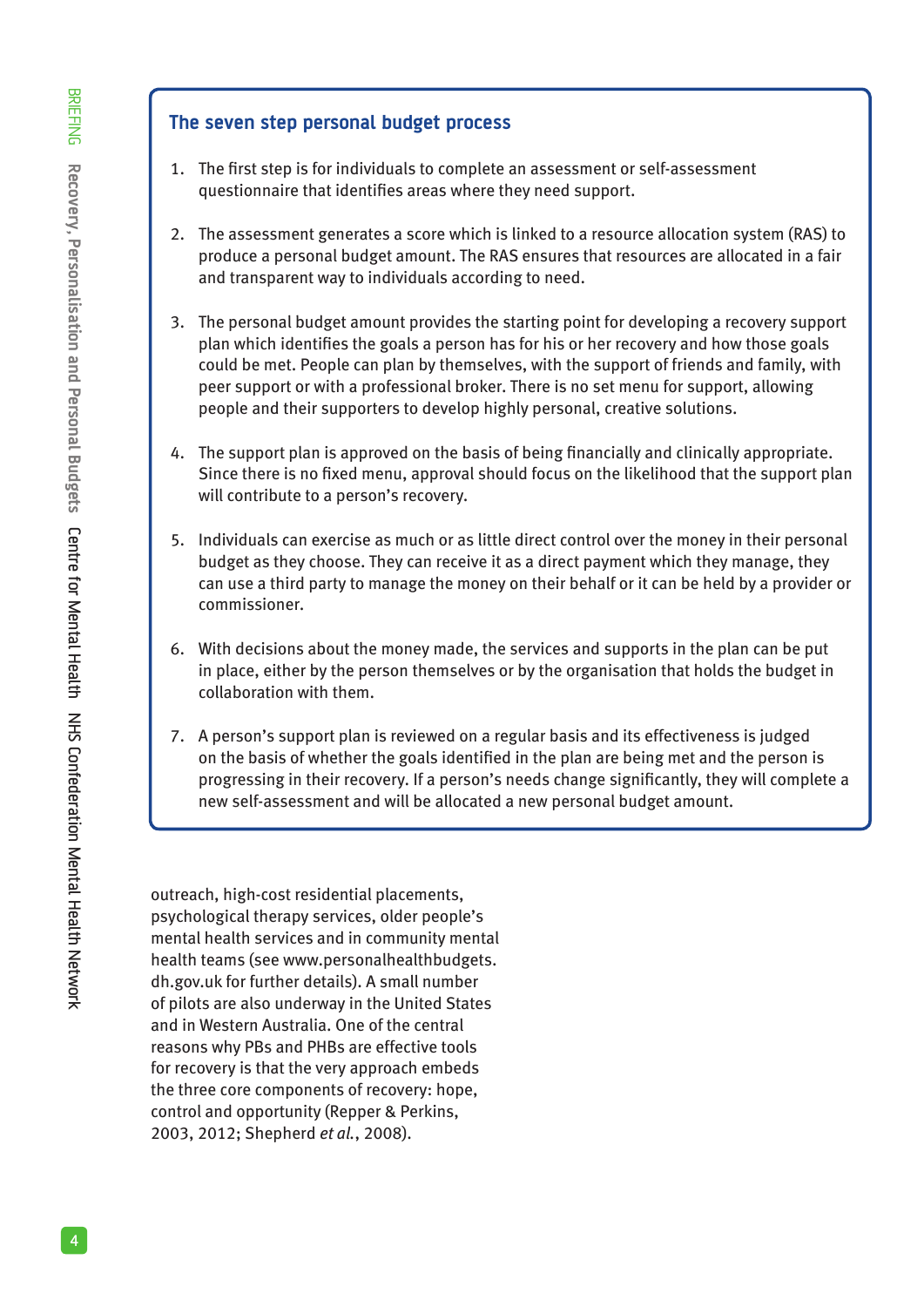### The seven step personal budget process

1. The first step is for individuals to complete an assessment or self-assessment questionnaire that identifies areas where they need support.

2. The assessment generates a score which is linked to a resource allocation system (RAS) to produce a personal budget amount. The RAS ensures that resources are allocated in a fair and transparent way to individuals according to need.

3. The personal budget amount provides the starting point for developing a recovery support plan which identifies the goals a person has for his or her recovery and how those goals could be met. People can plan by themselves, with the support of friends and family, with peer support or with a professional broker. There is no set menu for support, allowing people and their supporters to develop highly personal, creative solutions.

4. The support plan is approved on the basis of being financially and clinically appropriate. Since there is no fixed menu, approval should focus on the likelihood that the support plan will contribute to a person's recovery.

5. Individuals can exercise as much or as little direct control over the money in their personal budget as they choose. They can receive it as a direct payment which they manage, they can use a third party to manage the money on their behalf or it can be held by a provider or commissioner.

6. With decisions about the money made, the services and supports in the plan can be put in place, either by the person themselves or by the organisation that holds the budget in collaboration with them.

7. A person's support plan is reviewed on a regular basis and its effectiveness is judged on the basis of whether the goals identified in the plan are being met and the person is progressing in their recovery. If a person's needs change significantly, they will complete a new self-assessment and will be allocated a new personal budget amount.

outreach, high-cost residential placements, psychological therapy services, older people's mental health services and in community mental health teams (see www.personalhealthbudgets.dh.gov.uk for further details). A small number of pilots are also underway in the United States and in Western Australia. One of the central reasons why PBs and PHBs are effective tools for recovery is that the very approach embeds the three core components of recovery: hope, control and opportunity (Repper & Perkins, 2003, 2012; Shepherd *et al.*, 2008).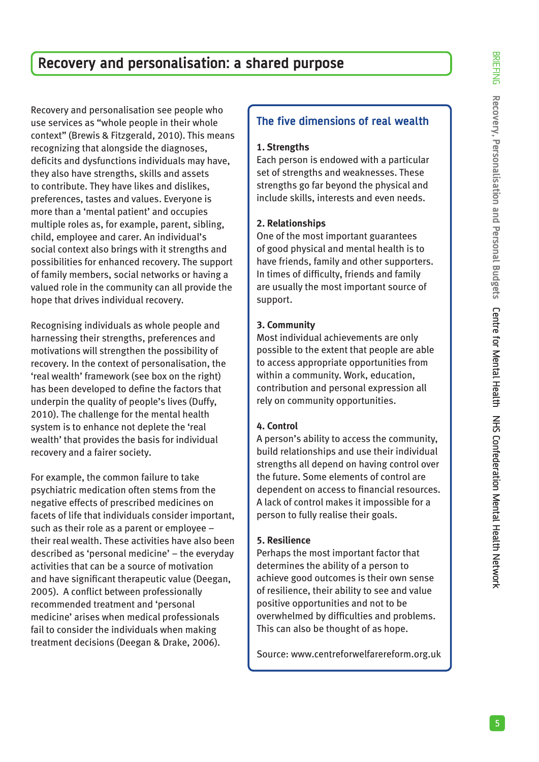## Recovery and personalisation: a shared purpose

Recovery and personalisation see people who use services as "whole people in their whole context" (Brewis & Fitzgerald, 2010). This means recognizing that alongside the diagnoses, deficits and dysfunctions individuals may have, they also have strengths, skills and assets to contribute. They have likes and dislikes, preferences, tastes and values. Everyone is more than a 'mental patient' and occupies multiple roles as, for example, parent, sibling, child, employee and carer. An individual's social context also brings with it strengths and possibilities for enhanced recovery. The support of family members, social networks or having a valued role in the community can all provide the hope that drives individual recovery.

Recognising individuals as whole people and harnessing their strengths, preferences and motivations will strengthen the possibility of recovery. In the context of personalisation, the 'real wealth' framework (see box on the right) has been developed to define the factors that underpin the quality of people's lives (Duffy, 2010). The challenge for the mental health system is to enhance not deplete the 'real wealth' that provides the basis for individual recovery and a fairer society.

For example, the common failure to take psychiatric medication often stems from the negative effects of prescribed medicines on facets of life that individuals consider important, such as their role as a parent or employee – their real wealth. These activities have also been described as 'personal medicine' – the everyday activities that can be a source of motivation and have significant therapeutic value (Deegan, 2005). A conflict between professionally recommended treatment and 'personal medicine' arises when medical professionals fail to consider the individuals when making treatment decisions (Deegan & Drake, 2006).

### The five dimensions of real wealth

**1. Strengths**
Each person is endowed with a particular set of strengths and weaknesses. These strengths go far beyond the physical and include skills, interests and even needs.

**2. Relationships**
One of the most important guarantees of good physical and mental health is to have friends, family and other supporters. In times of difficulty, friends and family are usually the most important source of support.

**3. Community**
Most individual achievements are only possible to the extent that people are able to access appropriate opportunities from within a community. Work, education, contribution and personal expression all rely on community opportunities.

**4. Control**
A person's ability to access the community, build relationships and use their individual strengths all depend on having control over the future. Some elements of control are dependent on access to financial resources. A lack of control makes it impossible for a person to fully realise their goals.

**5. Resilience**
Perhaps the most important factor that determines the ability of a person to achieve good outcomes is their own sense of resilience, their ability to see and value positive opportunities and not to be overwhelmed by difficulties and problems. This can also be thought of as hope.

Source: www.centreforwelfarereform.org.uk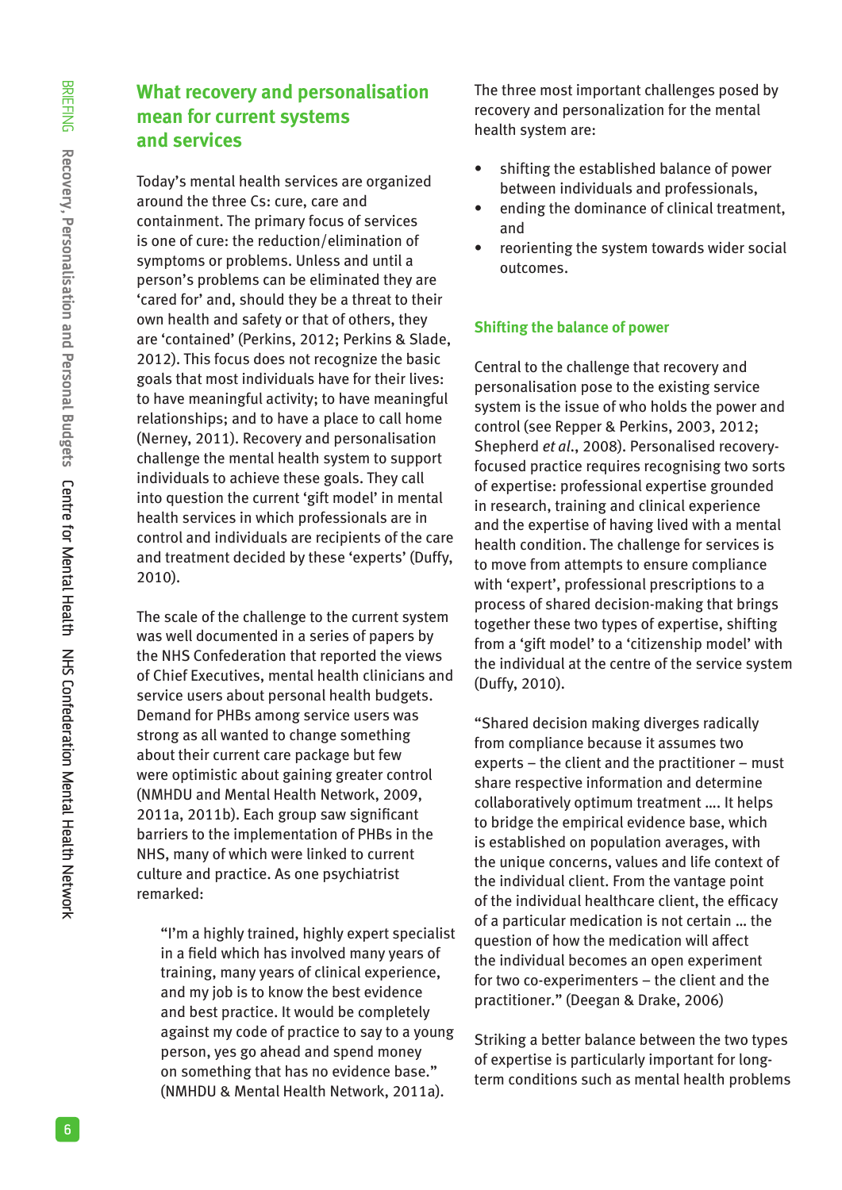## What recovery and personalisation mean for current systems and services

Today's mental health services are organized around the three Cs: cure, care and containment. The primary focus of services is one of cure: the reduction/elimination of symptoms or problems. Unless and until a person's problems can be eliminated they are 'cared for' and, should they be a threat to their own health and safety or that of others, they are 'contained' (Perkins, 2012; Perkins & Slade, 2012). This focus does not recognize the basic goals that most individuals have for their lives: to have meaningful activity; to have meaningful relationships; and to have a place to call home (Nerney, 2011). Recovery and personalisation challenge the mental health system to support individuals to achieve these goals. They call into question the current 'gift model' in mental health services in which professionals are in control and individuals are recipients of the care and treatment decided by these 'experts' (Duffy, 2010).

The scale of the challenge to the current system was well documented in a series of papers by the NHS Confederation that reported the views of Chief Executives, mental health clinicians and service users about personal health budgets. Demand for PHBs among service users was strong as all wanted to change something about their current care package but few were optimistic about gaining greater control (NMHDU and Mental Health Network, 2009, 2011a, 2011b). Each group saw significant barriers to the implementation of PHBs in the NHS, many of which were linked to current culture and practice. As one psychiatrist remarked:

> "I'm a highly trained, highly expert specialist in a field which has involved many years of training, many years of clinical experience, and my job is to know the best evidence and best practice. It would be completely against my code of practice to say to a young person, yes go ahead and spend money on something that has no evidence base." (NMHDU & Mental Health Network, 2011a).

The three most important challenges posed by recovery and personalization for the mental health system are:

- shifting the established balance of power between individuals and professionals,
- ending the dominance of clinical treatment, and
- reorienting the system towards wider social outcomes.

### Shifting the balance of power

Central to the challenge that recovery and personalisation pose to the existing service system is the issue of who holds the power and control (see Repper & Perkins, 2003, 2012; Shepherd *et al.*, 2008). Personalised recovery-focused practice requires recognising two sorts of expertise: professional expertise grounded in research, training and clinical experience and the expertise of having lived with a mental health condition. The challenge for services is to move from attempts to ensure compliance with 'expert', professional prescriptions to a process of shared decision-making that brings together these two types of expertise, shifting from a 'gift model' to a 'citizenship model' with the individual at the centre of the service system (Duffy, 2010).

"Shared decision making diverges radically from compliance because it assumes two experts – the client and the practitioner – must share respective information and determine collaboratively optimum treatment .... It helps to bridge the empirical evidence base, which is established on population averages, with the unique concerns, values and life context of the individual client. From the vantage point of the individual healthcare client, the efficacy of a particular medication is not certain ... the question of how the medication will affect the individual becomes an open experiment for two co-experimenters – the client and the practitioner." (Deegan & Drake, 2006)

Striking a better balance between the two types of expertise is particularly important for long-term conditions such as mental health problems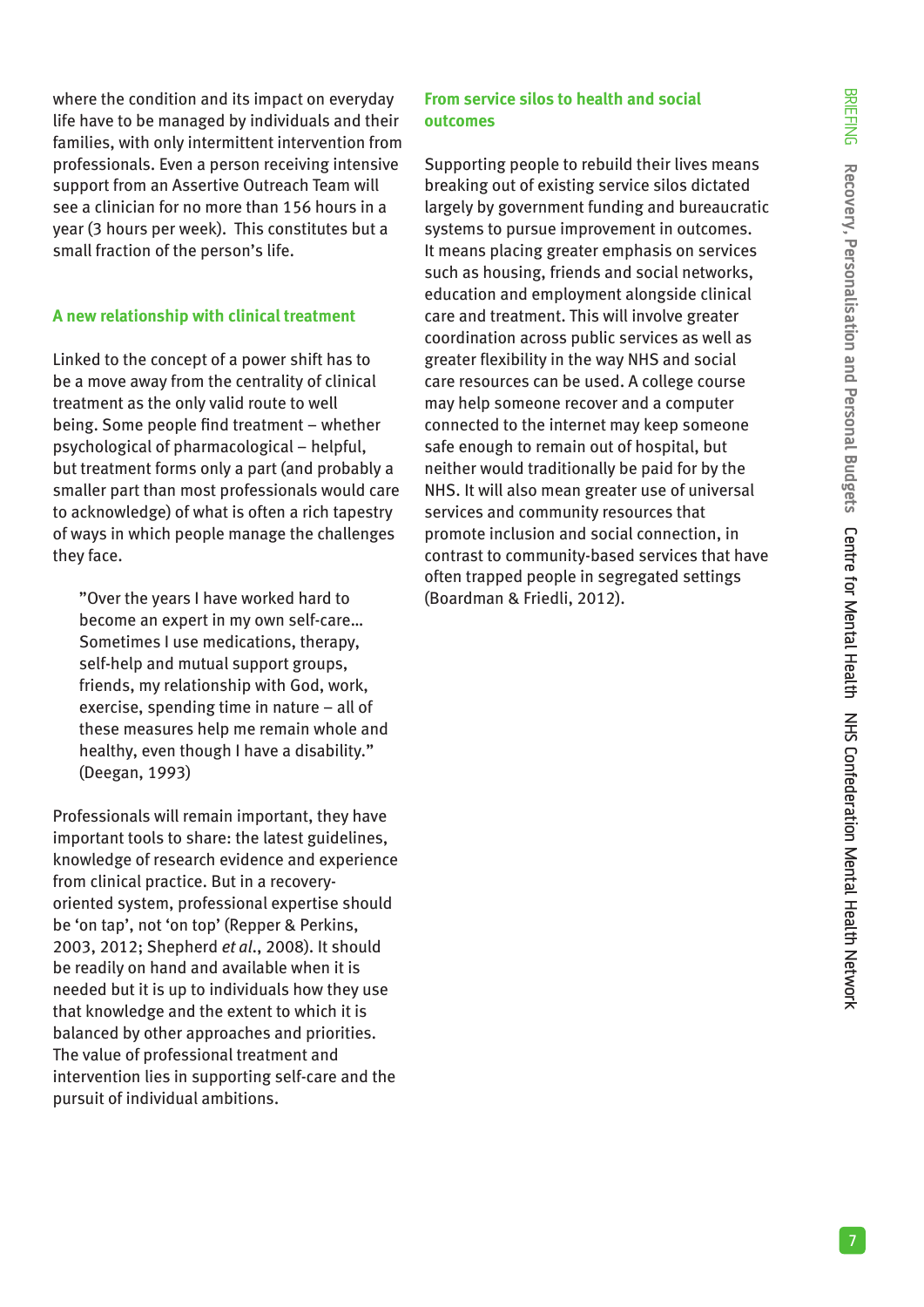where the condition and its impact on everyday life have to be managed by individuals and their families, with only intermittent intervention from professionals. Even a person receiving intensive support from an Assertive Outreach Team will see a clinician for no more than 156 hours in a year (3 hours per week). This constitutes but a small fraction of the person's life.

## A new relationship with clinical treatment

Linked to the concept of a power shift has to be a move away from the centrality of clinical treatment as the only valid route to well being. Some people find treatment – whether psychological of pharmacological – helpful, but treatment forms only a part (and probably a smaller part than most professionals would care to acknowledge) of what is often a rich tapestry of ways in which people manage the challenges they face.

> "Over the years I have worked hard to become an expert in my own self-care... Sometimes I use medications, therapy, self-help and mutual support groups, friends, my relationship with God, work, exercise, spending time in nature – all of these measures help me remain whole and healthy, even though I have a disability." (Deegan, 1993)

Professionals will remain important, they have important tools to share: the latest guidelines, knowledge of research evidence and experience from clinical practice. But in a recovery-oriented system, professional expertise should be 'on tap', not 'on top' (Repper & Perkins, 2003, 2012; Shepherd *et al.*, 2008). It should be readily on hand and available when it is needed but it is up to individuals how they use that knowledge and the extent to which it is balanced by other approaches and priorities. The value of professional treatment and intervention lies in supporting self-care and the pursuit of individual ambitions.

## From service silos to health and social outcomes

Supporting people to rebuild their lives means breaking out of existing service silos dictated largely by government funding and bureaucratic systems to pursue improvement in outcomes. It means placing greater emphasis on services such as housing, friends and social networks, education and employment alongside clinical care and treatment. This will involve greater coordination across public services as well as greater flexibility in the way NHS and social care resources can be used. A college course may help someone recover and a computer connected to the internet may keep someone safe enough to remain out of hospital, but neither would traditionally be paid for by the NHS. It will also mean greater use of universal services and community resources that promote inclusion and social connection, in contrast to community-based services that have often trapped people in segregated settings (Boardman & Friedli, 2012).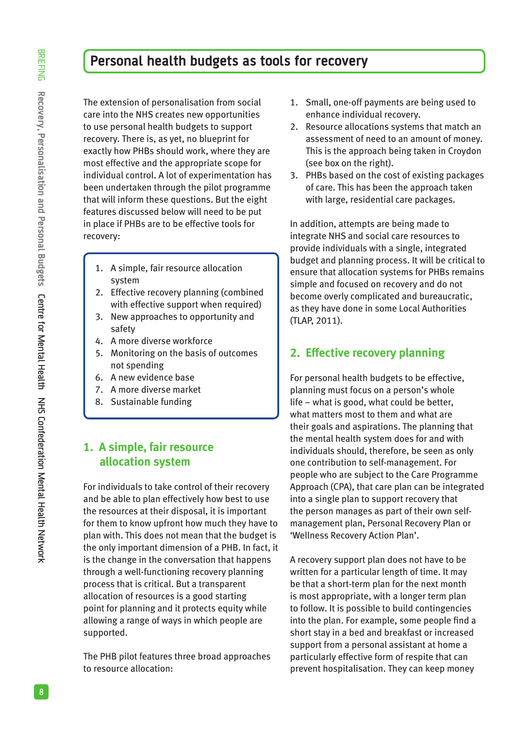# Personal health budgets as tools for recovery

The extension of personalisation from social care into the NHS creates new opportunities to use personal health budgets to support recovery. There is, as yet, no blueprint for exactly how PHBs should work, where they are most effective and the appropriate scope for individual control. A lot of experimentation has been undertaken through the pilot programme that will inform these questions. But the eight features discussed below will need to be put in place if PHBs are to be effective tools for recovery:

1. A simple, fair resource allocation system
2. Effective recovery planning (combined with effective support when required)
3. New approaches to opportunity and safety
4. A more diverse workforce
5. Monitoring on the basis of outcomes not spending
6. A new evidence base
7. A more diverse market
8. Sustainable funding

## 1. A simple, fair resource allocation system

For individuals to take control of their recovery and be able to plan effectively how best to use the resources at their disposal, it is important for them to know upfront how much they have to plan with. This does not mean that the budget is the only important dimension of a PHB. In fact, it is the change in the conversation that happens through a well-functioning recovery planning process that is critical. But a transparent allocation of resources is a good starting point for planning and it protects equity while allowing a range of ways in which people are supported.

The PHB pilot features three broad approaches to resource allocation:

1. Small, one-off payments are being used to enhance individual recovery.
2. Resource allocations systems that match an assessment of need to an amount of money. This is the approach being taken in Croydon (see box on the right).
3. PHBs based on the cost of existing packages of care. This has been the approach taken with large, residential care packages.

In addition, attempts are being made to integrate NHS and social care resources to provide individuals with a single, integrated budget and planning process. It will be critical to ensure that allocation systems for PHBs remains simple and focused on recovery and do not become overly complicated and bureaucratic, as they have done in some Local Authorities (TLAP, 2011).

## 2. Effective recovery planning

For personal health budgets to be effective, planning must focus on a person's whole life – what is good, what could be better, what matters most to them and what are their goals and aspirations. The planning that the mental health system does for and with individuals should, therefore, be seen as only one contribution to self-management. For people who are subject to the Care Programme Approach (CPA), that care plan can be integrated into a single plan to support recovery that the person manages as part of their own self-management plan, Personal Recovery Plan or 'Wellness Recovery Action Plan'.

A recovery support plan does not have to be written for a particular length of time. It may be that a short-term plan for the next month is most appropriate, with a longer term plan to follow. It is possible to build contingencies into the plan. For example, some people find a short stay in a bed and breakfast or increased support from a personal assistant at home a particularly effective form of respite that can prevent hospitalisation. They can keep money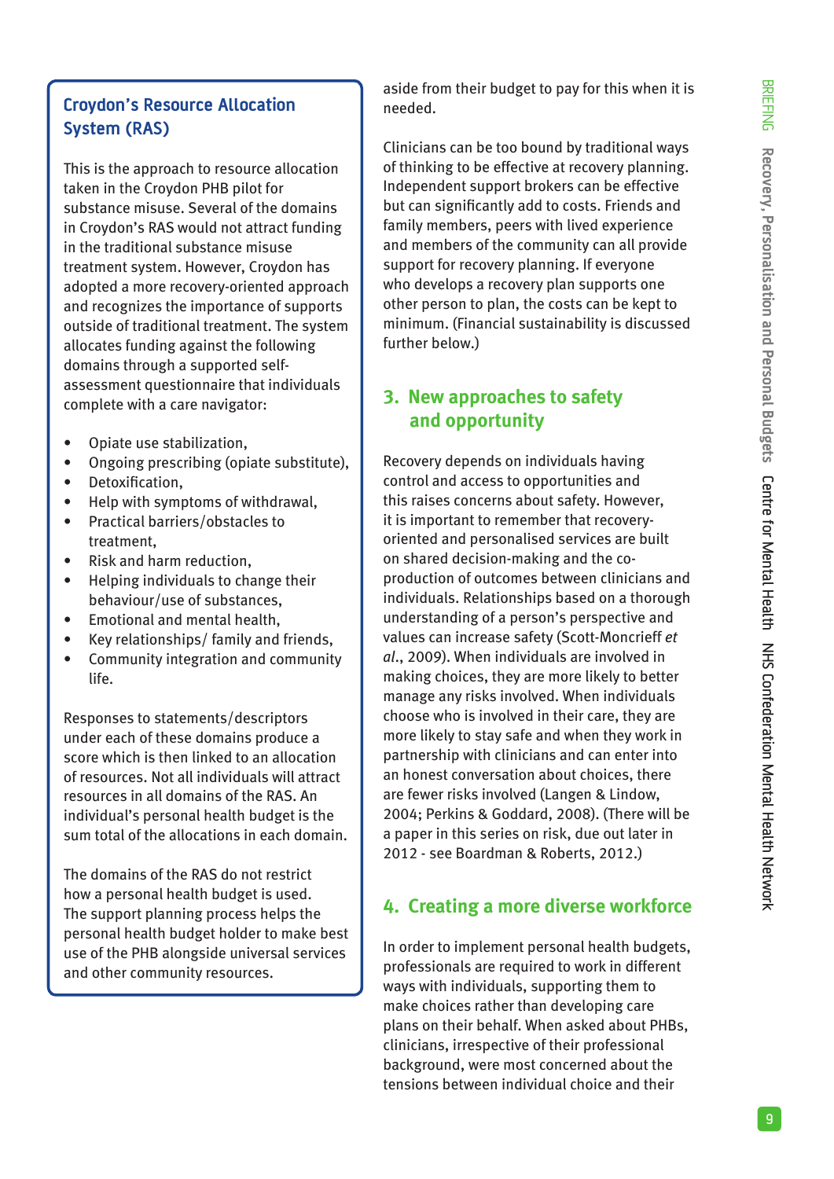### Croydon's Resource Allocation System (RAS)

This is the approach to resource allocation taken in the Croydon PHB pilot for substance misuse. Several of the domains in Croydon's RAS would not attract funding in the traditional substance misuse treatment system. However, Croydon has adopted a more recovery-oriented approach and recognizes the importance of supports outside of traditional treatment. The system allocates funding against the following domains through a supported self-assessment questionnaire that individuals complete with a care navigator:

- Opiate use stabilization,
- Ongoing prescribing (opiate substitute),
- Detoxification,
- Help with symptoms of withdrawal,
- Practical barriers/obstacles to treatment,
- Risk and harm reduction,
- Helping individuals to change their behaviour/use of substances,
- Emotional and mental health,
- Key relationships/ family and friends,
- Community integration and community life.

Responses to statements/descriptors under each of these domains produce a score which is then linked to an allocation of resources. Not all individuals will attract resources in all domains of the RAS. An individual's personal health budget is the sum total of the allocations in each domain.

The domains of the RAS do not restrict how a personal health budget is used. The support planning process helps the personal health budget holder to make best use of the PHB alongside universal services and other community resources.

aside from their budget to pay for this when it is needed.

Clinicians can be too bound by traditional ways of thinking to be effective at recovery planning. Independent support brokers can be effective but can significantly add to costs. Friends and family members, peers with lived experience and members of the community can all provide support for recovery planning. If everyone who develops a recovery plan supports one other person to plan, the costs can be kept to minimum. (Financial sustainability is discussed further below.)

## 3. New approaches to safety and opportunity

Recovery depends on individuals having control and access to opportunities and this raises concerns about safety. However, it is important to remember that recovery-oriented and personalised services are built on shared decision-making and the co-production of outcomes between clinicians and individuals. Relationships based on a thorough understanding of a person's perspective and values can increase safety (Scott-Moncrieff *et al*., 2009). When individuals are involved in making choices, they are more likely to better manage any risks involved. When individuals choose who is involved in their care, they are more likely to stay safe and when they work in partnership with clinicians and can enter into an honest conversation about choices, there are fewer risks involved (Langen & Lindow, 2004; Perkins & Goddard, 2008). (There will be a paper in this series on risk, due out later in 2012 - see Boardman & Roberts, 2012.)

## 4. Creating a more diverse workforce

In order to implement personal health budgets, professionals are required to work in different ways with individuals, supporting them to make choices rather than developing care plans on their behalf. When asked about PHBs, clinicians, irrespective of their professional background, were most concerned about the tensions between individual choice and their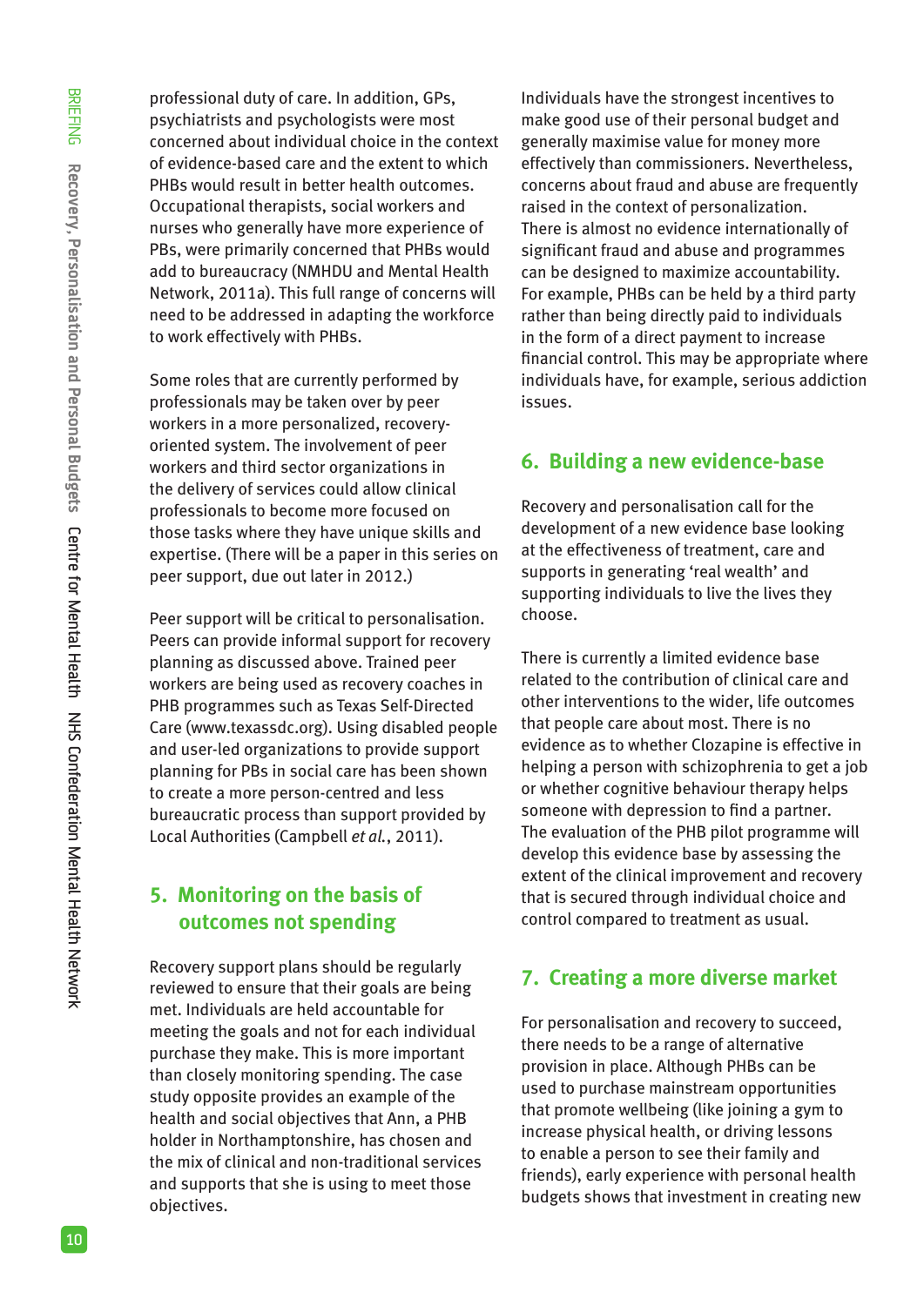professional duty of care. In addition, GPs, psychiatrists and psychologists were most concerned about individual choice in the context of evidence-based care and the extent to which PHBs would result in better health outcomes. Occupational therapists, social workers and nurses who generally have more experience of PBs, were primarily concerned that PHBs would add to bureaucracy (NMHDU and Mental Health Network, 2011a). This full range of concerns will need to be addressed in adapting the workforce to work effectively with PHBs.

Some roles that are currently performed by professionals may be taken over by peer workers in a more personalized, recovery-oriented system. The involvement of peer workers and third sector organizations in the delivery of services could allow clinical professionals to become more focused on those tasks where they have unique skills and expertise. (There will be a paper in this series on peer support, due out later in 2012.)

Peer support will be critical to personalisation. Peers can provide informal support for recovery planning as discussed above. Trained peer workers are being used as recovery coaches in PHB programmes such as Texas Self-Directed Care (www.texassdc.org). Using disabled people and user-led organizations to provide support planning for PBs in social care has been shown to create a more person-centred and less bureaucratic process than support provided by Local Authorities (Campbell *et al.*, 2011).

## 5. Monitoring on the basis of outcomes not spending

Recovery support plans should be regularly reviewed to ensure that their goals are being met. Individuals are held accountable for meeting the goals and not for each individual purchase they make. This is more important than closely monitoring spending. The case study opposite provides an example of the health and social objectives that Ann, a PHB holder in Northamptonshire, has chosen and the mix of clinical and non-traditional services and supports that she is using to meet those objectives.

Individuals have the strongest incentives to make good use of their personal budget and generally maximise value for money more effectively than commissioners. Nevertheless, concerns about fraud and abuse are frequently raised in the context of personalization. There is almost no evidence internationally of significant fraud and abuse and programmes can be designed to maximize accountability. For example, PHBs can be held by a third party rather than being directly paid to individuals in the form of a direct payment to increase financial control. This may be appropriate where individuals have, for example, serious addiction issues.

## 6. Building a new evidence-base

Recovery and personalisation call for the development of a new evidence base looking at the effectiveness of treatment, care and supports in generating 'real wealth' and supporting individuals to live the lives they choose.

There is currently a limited evidence base related to the contribution of clinical care and other interventions to the wider, life outcomes that people care about most. There is no evidence as to whether Clozapine is effective in helping a person with schizophrenia to get a job or whether cognitive behaviour therapy helps someone with depression to find a partner. The evaluation of the PHB pilot programme will develop this evidence base by assessing the extent of the clinical improvement and recovery that is secured through individual choice and control compared to treatment as usual.

## 7. Creating a more diverse market

For personalisation and recovery to succeed, there needs to be a range of alternative provision in place. Although PHBs can be used to purchase mainstream opportunities that promote wellbeing (like joining a gym to increase physical health, or driving lessons to enable a person to see their family and friends), early experience with personal health budgets shows that investment in creating new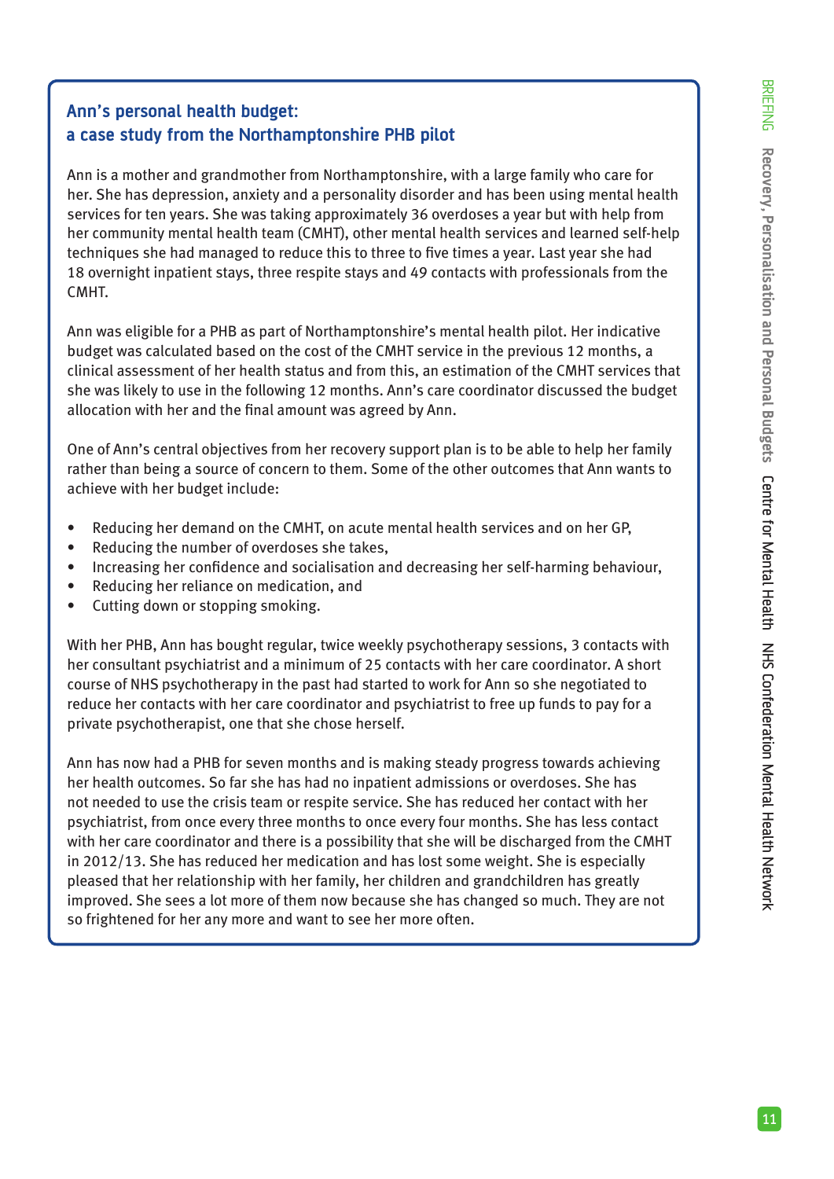## Ann's personal health budget: a case study from the Northamptonshire PHB pilot

Ann is a mother and grandmother from Northamptonshire, with a large family who care for her. She has depression, anxiety and a personality disorder and has been using mental health services for ten years. She was taking approximately 36 overdoses a year but with help from her community mental health team (CMHT), other mental health services and learned self-help techniques she had managed to reduce this to three to five times a year. Last year she had 18 overnight inpatient stays, three respite stays and 49 contacts with professionals from the CMHT.

Ann was eligible for a PHB as part of Northamptonshire's mental health pilot. Her indicative budget was calculated based on the cost of the CMHT service in the previous 12 months, a clinical assessment of her health status and from this, an estimation of the CMHT services that she was likely to use in the following 12 months. Ann's care coordinator discussed the budget allocation with her and the final amount was agreed by Ann.

One of Ann's central objectives from her recovery support plan is to be able to help her family rather than being a source of concern to them. Some of the other outcomes that Ann wants to achieve with her budget include:

- Reducing her demand on the CMHT, on acute mental health services and on her GP,
- Reducing the number of overdoses she takes,
- Increasing her confidence and socialisation and decreasing her self-harming behaviour,
- Reducing her reliance on medication, and
- Cutting down or stopping smoking.

With her PHB, Ann has bought regular, twice weekly psychotherapy sessions, 3 contacts with her consultant psychiatrist and a minimum of 25 contacts with her care coordinator. A short course of NHS psychotherapy in the past had started to work for Ann so she negotiated to reduce her contacts with her care coordinator and psychiatrist to free up funds to pay for a private psychotherapist, one that she chose herself.

Ann has now had a PHB for seven months and is making steady progress towards achieving her health outcomes. So far she has had no inpatient admissions or overdoses. She has not needed to use the crisis team or respite service. She has reduced her contact with her psychiatrist, from once every three months to once every four months. She has less contact with her care coordinator and there is a possibility that she will be discharged from the CMHT in 2012/13. She has reduced her medication and has lost some weight. She is especially pleased that her relationship with her family, her children and grandchildren has greatly improved. She sees a lot more of them now because she has changed so much. They are not so frightened for her any more and want to see her more often.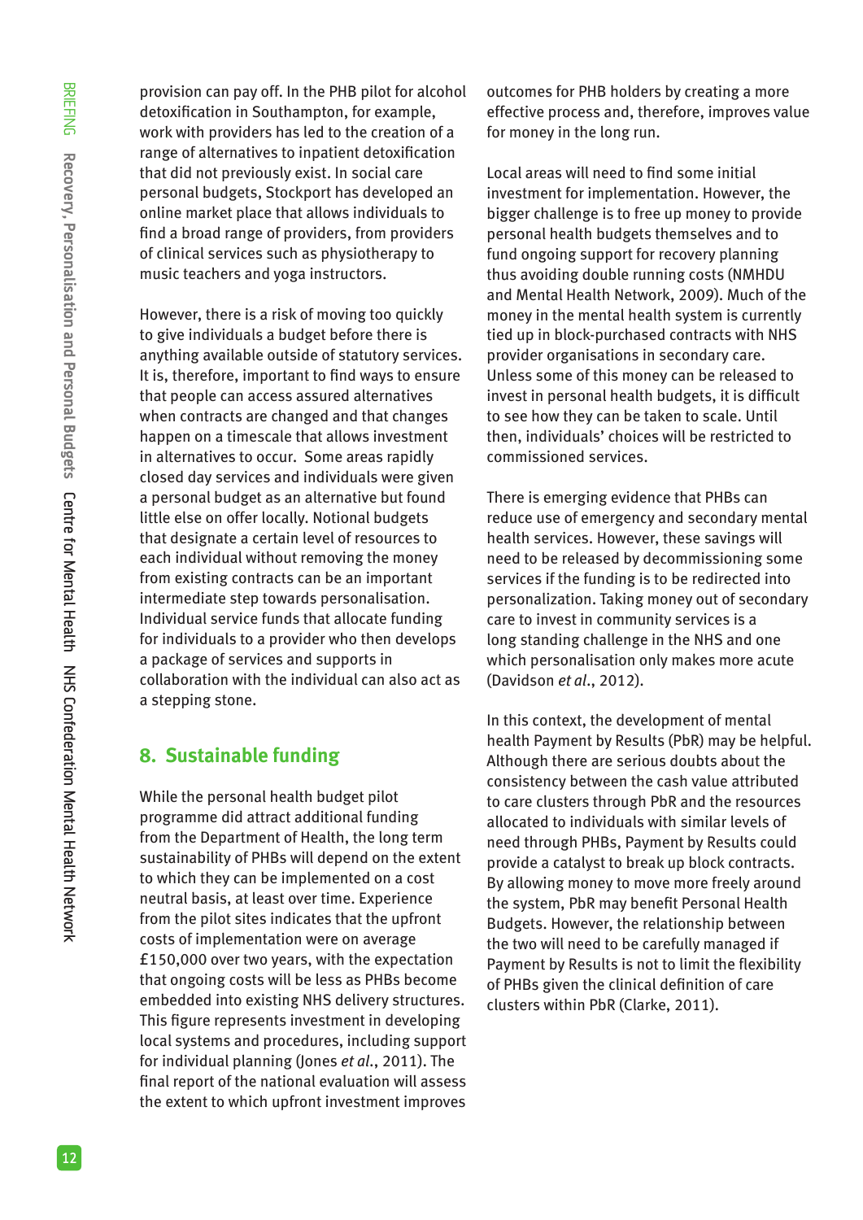provision can pay off. In the PHB pilot for alcohol detoxification in Southampton, for example, work with providers has led to the creation of a range of alternatives to inpatient detoxification that did not previously exist. In social care personal budgets, Stockport has developed an online market place that allows individuals to find a broad range of providers, from providers of clinical services such as physiotherapy to music teachers and yoga instructors.

However, there is a risk of moving too quickly to give individuals a budget before there is anything available outside of statutory services. It is, therefore, important to find ways to ensure that people can access assured alternatives when contracts are changed and that changes happen on a timescale that allows investment in alternatives to occur. Some areas rapidly closed day services and individuals were given a personal budget as an alternative but found little else on offer locally. Notional budgets that designate a certain level of resources to each individual without removing the money from existing contracts can be an important intermediate step towards personalisation. Individual service funds that allocate funding for individuals to a provider who then develops a package of services and supports in collaboration with the individual can also act as a stepping stone.

## 8. Sustainable funding

While the personal health budget pilot programme did attract additional funding from the Department of Health, the long term sustainability of PHBs will depend on the extent to which they can be implemented on a cost neutral basis, at least over time. Experience from the pilot sites indicates that the upfront costs of implementation were on average £150,000 over two years, with the expectation that ongoing costs will be less as PHBs become embedded into existing NHS delivery structures. This figure represents investment in developing local systems and procedures, including support for individual planning (Jones *et al.*, 2011). The final report of the national evaluation will assess the extent to which upfront investment improves outcomes for PHB holders by creating a more effective process and, therefore, improves value for money in the long run.

Local areas will need to find some initial investment for implementation. However, the bigger challenge is to free up money to provide personal health budgets themselves and to fund ongoing support for recovery planning thus avoiding double running costs (NMHDU and Mental Health Network, 2009). Much of the money in the mental health system is currently tied up in block-purchased contracts with NHS provider organisations in secondary care. Unless some of this money can be released to invest in personal health budgets, it is difficult to see how they can be taken to scale. Until then, individuals' choices will be restricted to commissioned services.

There is emerging evidence that PHBs can reduce use of emergency and secondary mental health services. However, these savings will need to be released by decommissioning some services if the funding is to be redirected into personalization. Taking money out of secondary care to invest in community services is a long standing challenge in the NHS and one which personalisation only makes more acute (Davidson *et al.*, 2012).

In this context, the development of mental health Payment by Results (PbR) may be helpful. Although there are serious doubts about the consistency between the cash value attributed to care clusters through PbR and the resources allocated to individuals with similar levels of need through PHBs, Payment by Results could provide a catalyst to break up block contracts. By allowing money to move more freely around the system, PbR may benefit Personal Health Budgets. However, the relationship between the two will need to be carefully managed if Payment by Results is not to limit the flexibility of PHBs given the clinical definition of care clusters within PbR (Clarke, 2011).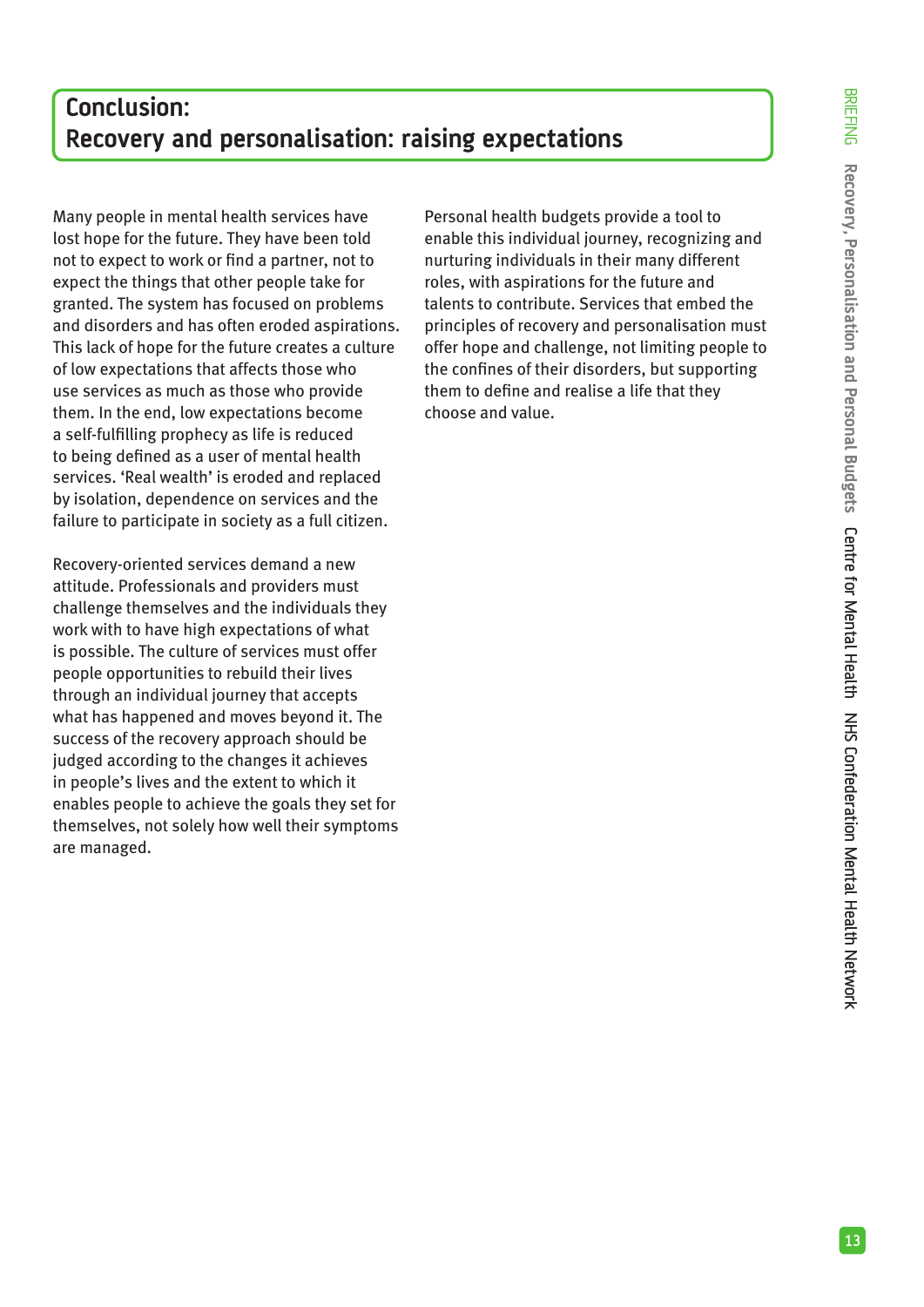## Conclusion: Recovery and personalisation: raising expectations

Many people in mental health services have lost hope for the future. They have been told not to expect to work or find a partner, not to expect the things that other people take for granted. The system has focused on problems and disorders and has often eroded aspirations. This lack of hope for the future creates a culture of low expectations that affects those who use services as much as those who provide them. In the end, low expectations become a self-fulfilling prophecy as life is reduced to being defined as a user of mental health services. 'Real wealth' is eroded and replaced by isolation, dependence on services and the failure to participate in society as a full citizen.

Recovery-oriented services demand a new attitude. Professionals and providers must challenge themselves and the individuals they work with to have high expectations of what is possible. The culture of services must offer people opportunities to rebuild their lives through an individual journey that accepts what has happened and moves beyond it. The success of the recovery approach should be judged according to the changes it achieves in people's lives and the extent to which it enables people to achieve the goals they set for themselves, not solely how well their symptoms are managed.

Personal health budgets provide a tool to enable this individual journey, recognizing and nurturing individuals in their many different roles, with aspirations for the future and talents to contribute. Services that embed the principles of recovery and personalisation must offer hope and challenge, not limiting people to the confines of their disorders, but supporting them to define and realise a life that they choose and value.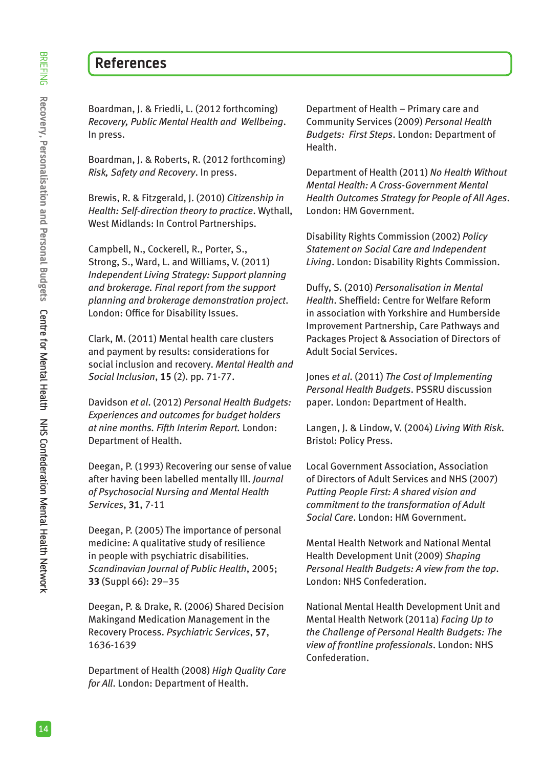## References

Boardman, J. & Friedli, L. (2012 forthcoming) *Recovery, Public Mental Health and Wellbeing*. In press.

Boardman, J. & Roberts, R. (2012 forthcoming) *Risk, Safety and Recovery*. In press.

Brewis, R. & Fitzgerald, J. (2010) *Citizenship in Health: Self-direction theory to practice*. Wythall, West Midlands: In Control Partnerships.

Campbell, N., Cockerell, R., Porter, S., Strong, S., Ward, L. and Williams, V. (2011) *Independent Living Strategy: Support planning and brokerage. Final report from the support planning and brokerage demonstration project*. London: Office for Disability Issues.

Clark, M. (2011) Mental health care clusters and payment by results: considerations for social inclusion and recovery. *Mental Health and Social Inclusion*, **15** (2). pp. 71-77.

Davidson *et al*. (2012) *Personal Health Budgets: Experiences and outcomes for budget holders at nine months. Fifth Interim Report.* London: Department of Health.

Deegan, P. (1993) Recovering our sense of value after having been labelled mentally Ill. *Journal of Psychosocial Nursing and Mental Health Services*, **31**, 7-11

Deegan, P. (2005) The importance of personal medicine: A qualitative study of resilience in people with psychiatric disabilities. *Scandinavian Journal of Public Health*, 2005; **33** (Suppl 66): 29–35

Deegan, P. & Drake, R. (2006) Shared Decision Makingand Medication Management in the Recovery Process. *Psychiatric Services*, **57**, 1636-1639

Department of Health (2008) *High Quality Care for All*. London: Department of Health.

Department of Health – Primary care and Community Services (2009) *Personal Health Budgets: First Steps*. London: Department of Health.

Department of Health (2011) *No Health Without Mental Health: A Cross-Government Mental Health Outcomes Strategy for People of All Ages*. London: HM Government.

Disability Rights Commission (2002) *Policy Statement on Social Care and Independent Living*. London: Disability Rights Commission.

Duffy, S. (2010) *Personalisation in Mental Health*. Sheffield: Centre for Welfare Reform in association with Yorkshire and Humberside Improvement Partnership, Care Pathways and Packages Project & Association of Directors of Adult Social Services.

Jones *et al*. (2011) *The Cost of Implementing Personal Health Budgets*. PSSRU discussion paper. London: Department of Health.

Langen, J. & Lindow, V. (2004) *Living With Risk*. Bristol: Policy Press.

Local Government Association, Association of Directors of Adult Services and NHS (2007) *Putting People First: A shared vision and commitment to the transformation of Adult Social Care*. London: HM Government.

Mental Health Network and National Mental Health Development Unit (2009) *Shaping Personal Health Budgets: A view from the top*. London: NHS Confederation.

National Mental Health Development Unit and Mental Health Network (2011a) *Facing Up to the Challenge of Personal Health Budgets: The view of frontline professionals*. London: NHS Confederation.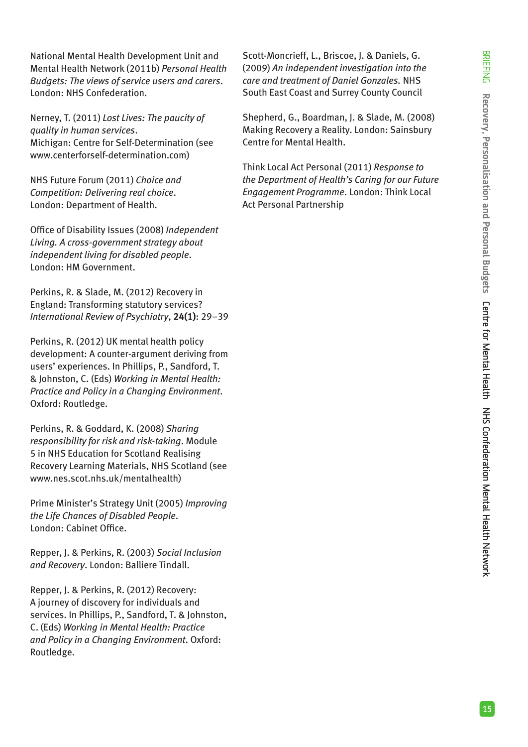National Mental Health Development Unit and Mental Health Network (2011b) *Personal Health Budgets: The views of service users and carers*. London: NHS Confederation.

Nerney, T. (2011) *Lost Lives: The paucity of quality in human services*. Michigan: Centre for Self-Determination (see www.centerforself-determination.com)

NHS Future Forum (2011) *Choice and Competition: Delivering real choice*. London: Department of Health.

Office of Disability Issues (2008) *Independent Living. A cross-government strategy about independent living for disabled people*. London: HM Government.

Perkins, R. & Slade, M. (2012) Recovery in England: Transforming statutory services? *International Review of Psychiatry*, **24(1)**: 29–39

Perkins, R. (2012) UK mental health policy development: A counter-argument deriving from users' experiences. In Phillips, P., Sandford, T. & Johnston, C. (Eds) *Working in Mental Health: Practice and Policy in a Changing Environment*. Oxford: Routledge.

Perkins, R. & Goddard, K. (2008) *Sharing responsibility for risk and risk-taking*. Module 5 in NHS Education for Scotland Realising Recovery Learning Materials, NHS Scotland (see www.nes.scot.nhs.uk/mentalhealth)

Prime Minister's Strategy Unit (2005) *Improving the Life Chances of Disabled People*. London: Cabinet Office.

Repper, J. & Perkins, R. (2003) *Social Inclusion and Recovery*. London: Balliere Tindall.

Repper, J. & Perkins, R. (2012) Recovery: A journey of discovery for individuals and services. In Phillips, P., Sandford, T. & Johnston, C. (Eds) *Working in Mental Health: Practice and Policy in a Changing Environment*. Oxford: Routledge.

Scott-Moncrieff, L., Briscoe, J. & Daniels, G. (2009) *An independent investigation into the care and treatment of Daniel Gonzales.* NHS South East Coast and Surrey County Council

Shepherd, G., Boardman, J. & Slade, M. (2008) Making Recovery a Reality. London: Sainsbury Centre for Mental Health.

Think Local Act Personal (2011) *Response to the Department of Health's Caring for our Future Engagement Programme*. London: Think Local Act Personal Partnership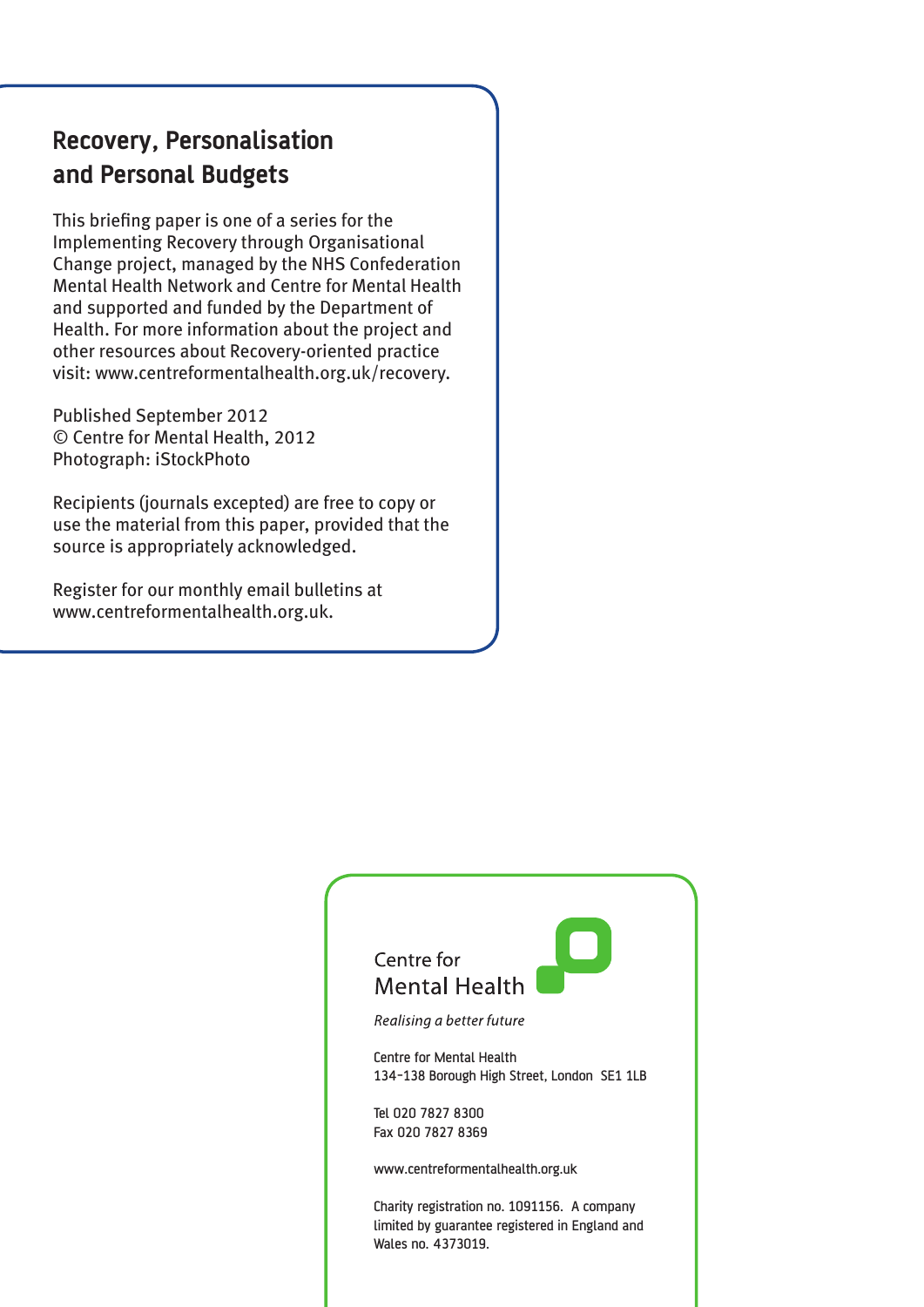## Recovery, Personalisation and Personal Budgets

This briefing paper is one of a series for the Implementing Recovery through Organisational Change project, managed by the NHS Confederation Mental Health Network and Centre for Mental Health and supported and funded by the Department of Health. For more information about the project and other resources about Recovery-oriented practice visit: www.centreformentalhealth.org.uk/recovery.

Published September 2012
© Centre for Mental Health, 2012
Photograph: iStockPhoto

Recipients (journals excepted) are free to copy or use the material from this paper, provided that the source is appropriately acknowledged.

Register for our monthly email bulletins at www.centreformentalhealth.org.uk.

Centre for
Mental Health

*Realising a better future*

Centre for Mental Health
134–138 Borough High Street, London SE1 1LB

Tel 020 7827 8300
Fax 020 7827 8369

www.centreformentalhealth.org.uk

Charity registration no. 1091156. A company limited by guarantee registered in England and Wales no. 4373019.